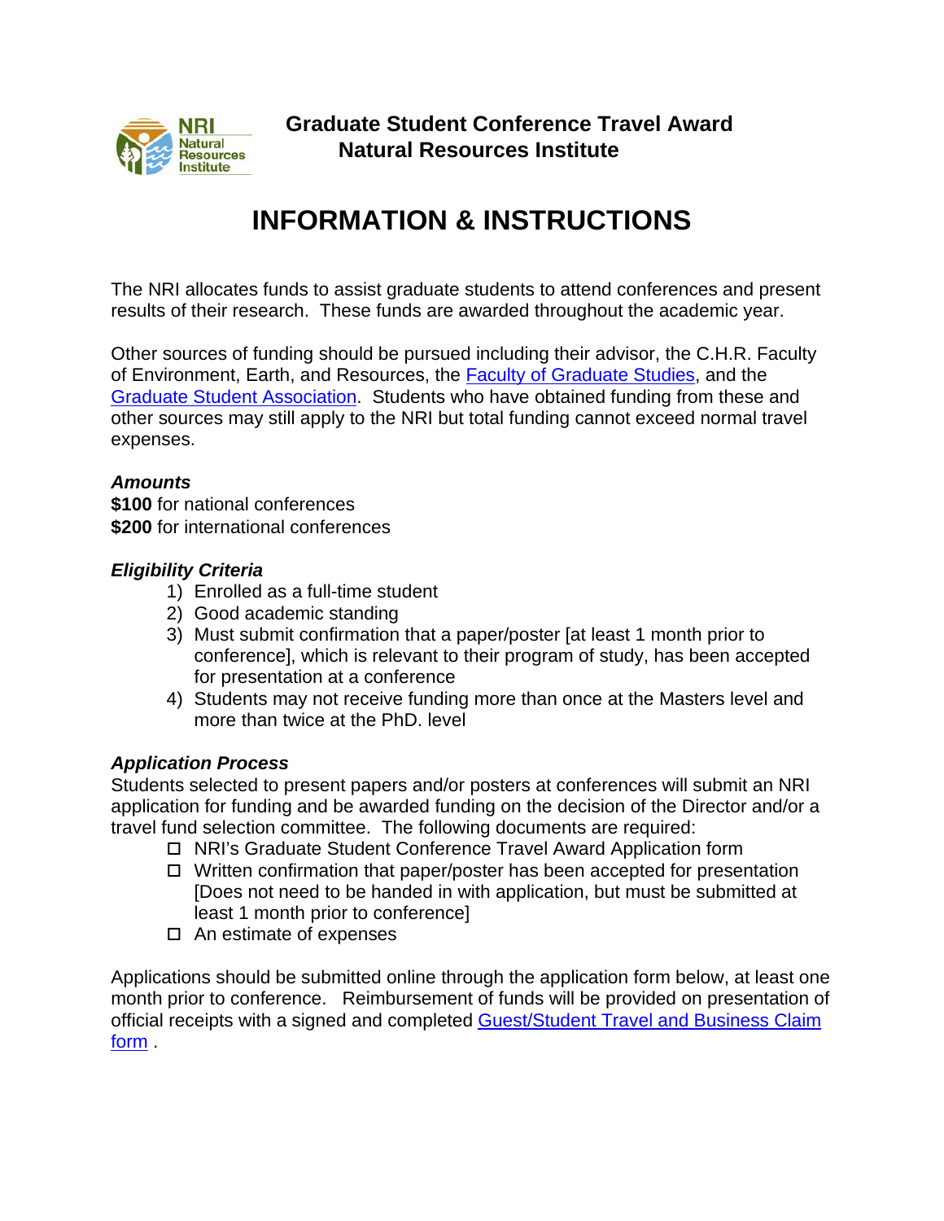**Graduate Student Conference Travel Award**
**Natural Resources Institute**

# INFORMATION & INSTRUCTIONS

The NRI allocates funds to assist graduate students to attend conferences and present results of their research. These funds are awarded throughout the academic year.

Other sources of funding should be pursued including their advisor, the C.H.R. Faculty of Environment, Earth, and Resources, the Faculty of Graduate Studies, and the Graduate Student Association. Students who have obtained funding from these and other sources may still apply to the NRI but total funding cannot exceed normal travel expenses.

***Amounts***
**$100** for national conferences
**$200** for international conferences

***Eligibility Criteria***

1) Enrolled as a full-time student
2) Good academic standing
3) Must submit confirmation that a paper/poster [at least 1 month prior to conference], which is relevant to their program of study, has been accepted for presentation at a conference
4) Students may not receive funding more than once at the Masters level and more than twice at the PhD. level

***Application Process***
Students selected to present papers and/or posters at conferences will submit an NRI application for funding and be awarded funding on the decision of the Director and/or a travel fund selection committee. The following documents are required:

- ☐ NRI's Graduate Student Conference Travel Award Application form
- ☐ Written confirmation that paper/poster has been accepted for presentation [Does not need to be handed in with application, but must be submitted at least 1 month prior to conference]
- ☐ An estimate of expenses

Applications should be submitted online through the application form below, at least one month prior to conference. Reimbursement of funds will be provided on presentation of official receipts with a signed and completed Guest/Student Travel and Business Claim form .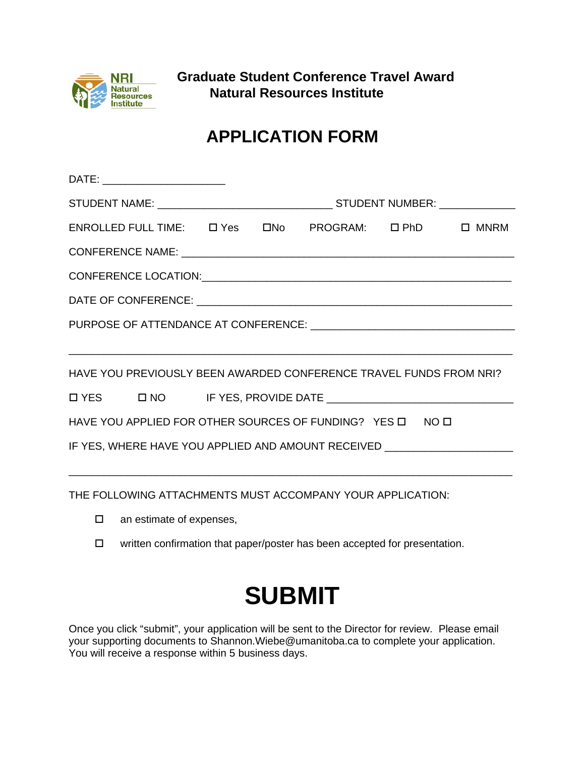NRI Natural Resources Institute

**Graduate Student Conference Travel Award**
**Natural Resources Institute**

# APPLICATION FORM

DATE: ____________________

STUDENT NAME: ____________________________ STUDENT NUMBER: ____________

ENROLLED FULL TIME: ☐ Yes ☐No PROGRAM: ☐ PhD ☐ MNRM

CONFERENCE NAME: ________________________________________________

CONFERENCE LOCATION:_______________________________________________

DATE OF CONFERENCE: ______________________________________________

PURPOSE OF ATTENDANCE AT CONFERENCE: ____________________________

_______________________________________________________________________

HAVE YOU PREVIOUSLY BEEN AWARDED CONFERENCE TRAVEL FUNDS FROM NRI?

☐ YES ☐ NO IF YES, PROVIDE DATE ____________________________

HAVE YOU APPLIED FOR OTHER SOURCES OF FUNDING? YES ☐ NO ☐

IF YES, WHERE HAVE YOU APPLIED AND AMOUNT RECEIVED ___________________

_______________________________________________________________________

THE FOLLOWING ATTACHMENTS MUST ACCOMPANY YOUR APPLICATION:

- ☐ an estimate of expenses,
- ☐ written confirmation that paper/poster has been accepted for presentation.

# SUBMIT

Once you click "submit", your application will be sent to the Director for review. Please email your supporting documents to Shannon.Wiebe@umanitoba.ca to complete your application. You will receive a response within 5 business days.